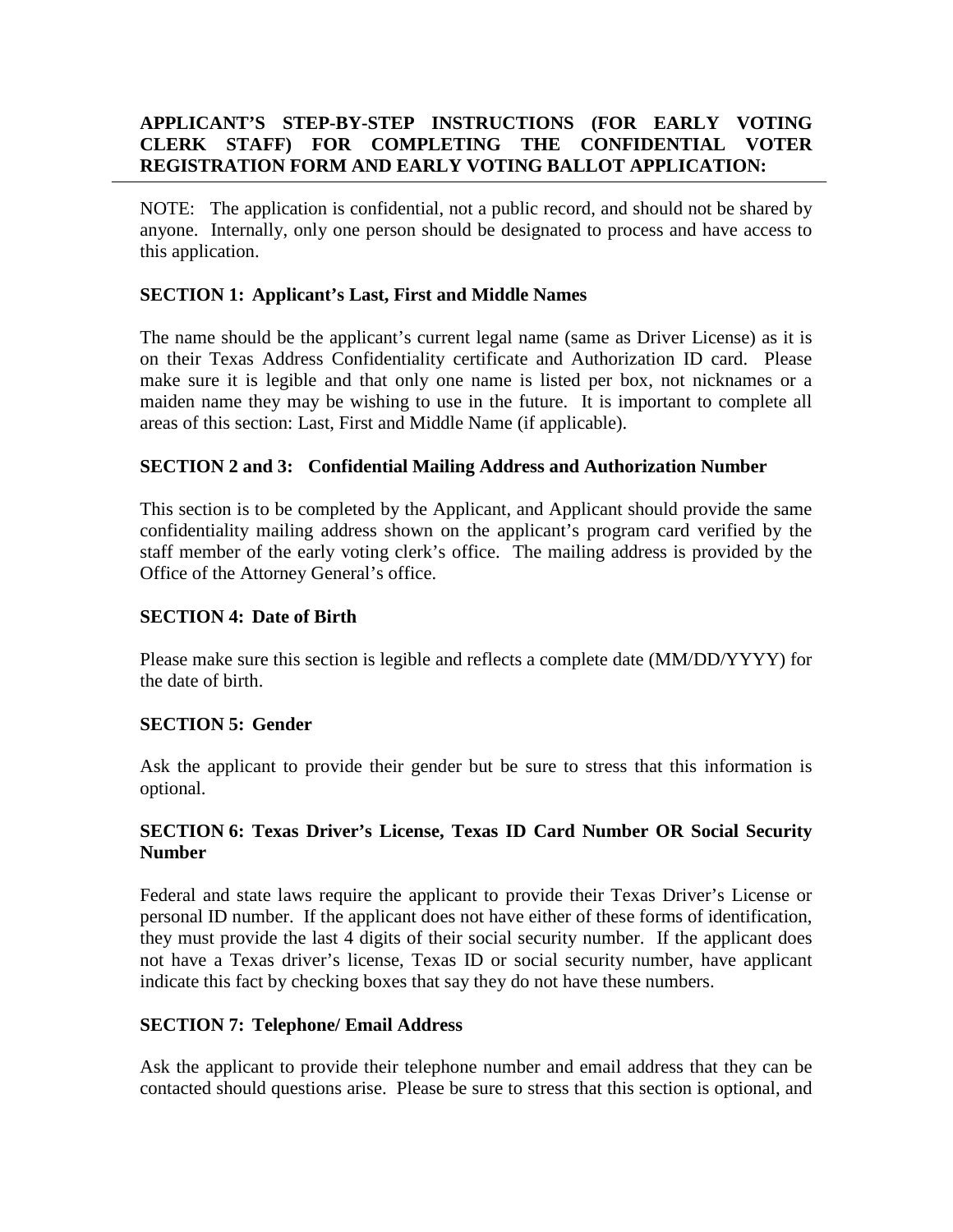**APPLICANT'S STEP-BY-STEP INSTRUCTIONS (FOR EARLY VOTING CLERK STAFF) FOR COMPLETING THE CONFIDENTIAL VOTER REGISTRATION FORM AND EARLY VOTING BALLOT APPLICATION:**

---

NOTE: The application is confidential, not a public record, and should not be shared by anyone. Internally, only one person should be designated to process and have access to this application.

**SECTION 1: Applicant's Last, First and Middle Names**

The name should be the applicant's current legal name (same as Driver License) as it is on their Texas Address Confidentiality certificate and Authorization ID card. Please make sure it is legible and that only one name is listed per box, not nicknames or a maiden name they may be wishing to use in the future. It is important to complete all areas of this section: Last, First and Middle Name (if applicable).

**SECTION 2 and 3: Confidential Mailing Address and Authorization Number**

This section is to be completed by the Applicant, and Applicant should provide the same confidentiality mailing address shown on the applicant's program card verified by the staff member of the early voting clerk's office. The mailing address is provided by the Office of the Attorney General's office.

**SECTION 4: Date of Birth**

Please make sure this section is legible and reflects a complete date (MM/DD/YYYY) for the date of birth.

**SECTION 5: Gender**

Ask the applicant to provide their gender but be sure to stress that this information is optional.

**SECTION 6: Texas Driver's License, Texas ID Card Number OR Social Security Number**

Federal and state laws require the applicant to provide their Texas Driver's License or personal ID number. If the applicant does not have either of these forms of identification, they must provide the last 4 digits of their social security number. If the applicant does not have a Texas driver's license, Texas ID or social security number, have applicant indicate this fact by checking boxes that say they do not have these numbers.

**SECTION 7: Telephone/ Email Address**

Ask the applicant to provide their telephone number and email address that they can be contacted should questions arise. Please be sure to stress that this section is optional, and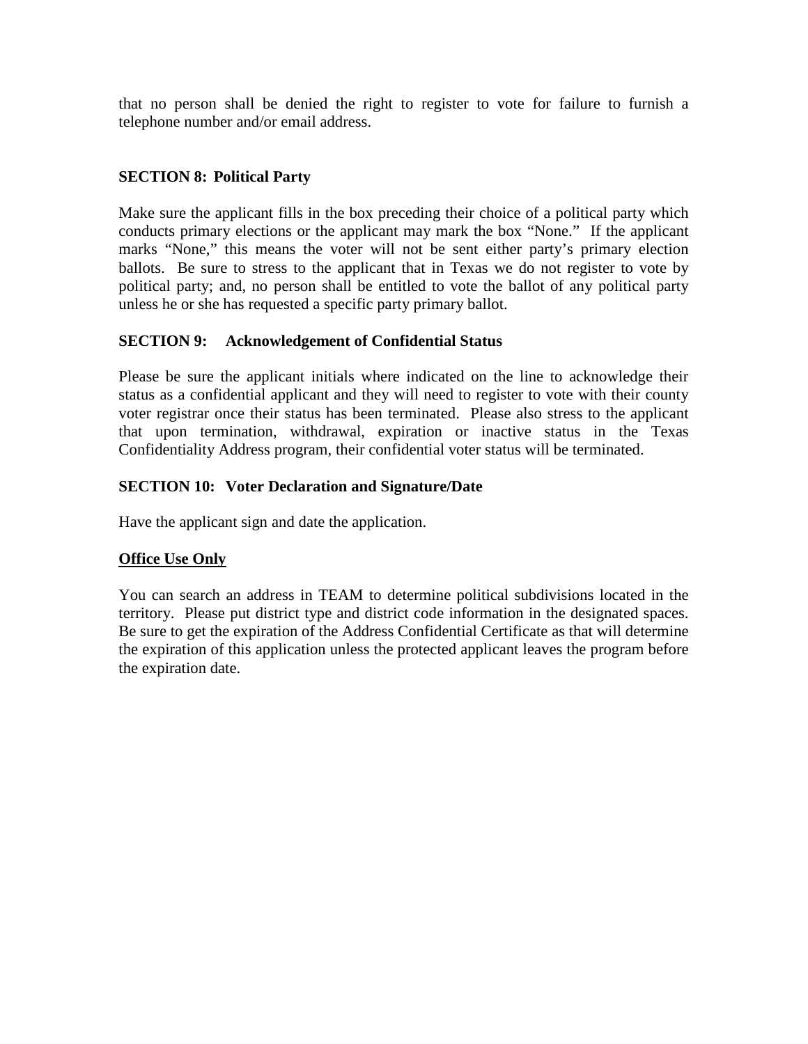that no person shall be denied the right to register to vote for failure to furnish a telephone number and/or email address.

**SECTION 8: Political Party**

Make sure the applicant fills in the box preceding their choice of a political party which conducts primary elections or the applicant may mark the box "None." If the applicant marks "None," this means the voter will not be sent either party's primary election ballots. Be sure to stress to the applicant that in Texas we do not register to vote by political party; and, no person shall be entitled to vote the ballot of any political party unless he or she has requested a specific party primary ballot.

**SECTION 9: Acknowledgement of Confidential Status**

Please be sure the applicant initials where indicated on the line to acknowledge their status as a confidential applicant and they will need to register to vote with their county voter registrar once their status has been terminated. Please also stress to the applicant that upon termination, withdrawal, expiration or inactive status in the Texas Confidentiality Address program, their confidential voter status will be terminated.

**SECTION 10: Voter Declaration and Signature/Date**

Have the applicant sign and date the application.

**<u>Office Use Only</u>**

You can search an address in TEAM to determine political subdivisions located in the territory. Please put district type and district code information in the designated spaces. Be sure to get the expiration of the Address Confidential Certificate as that will determine the expiration of this application unless the protected applicant leaves the program before the expiration date.